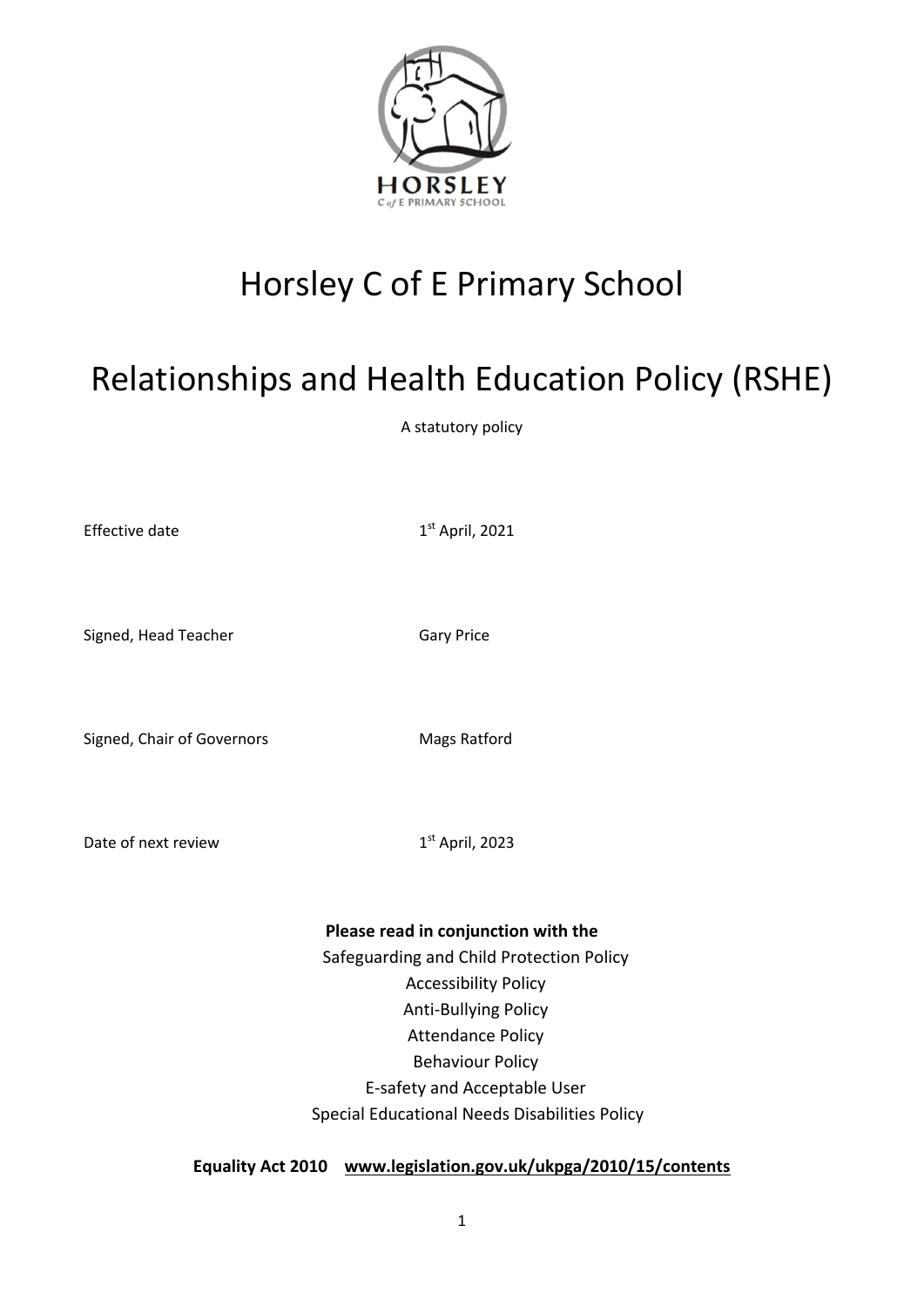# Horsley C of E Primary School

# Relationships and Health Education Policy (RSHE)

A statutory policy

Effective date 1st April, 2021

Signed, Head Teacher Gary Price

Signed, Chair of Governors Mags Ratford

Date of next review 1st April, 2023

**Please read in conjunction with the**

Safeguarding and Child Protection Policy
Accessibility Policy
Anti-Bullying Policy
Attendance Policy
Behaviour Policy
E-safety and Acceptable User
Special Educational Needs Disabilities Policy

**Equality Act 2010 www.legislation.gov.uk/ukpga/2010/15/contents**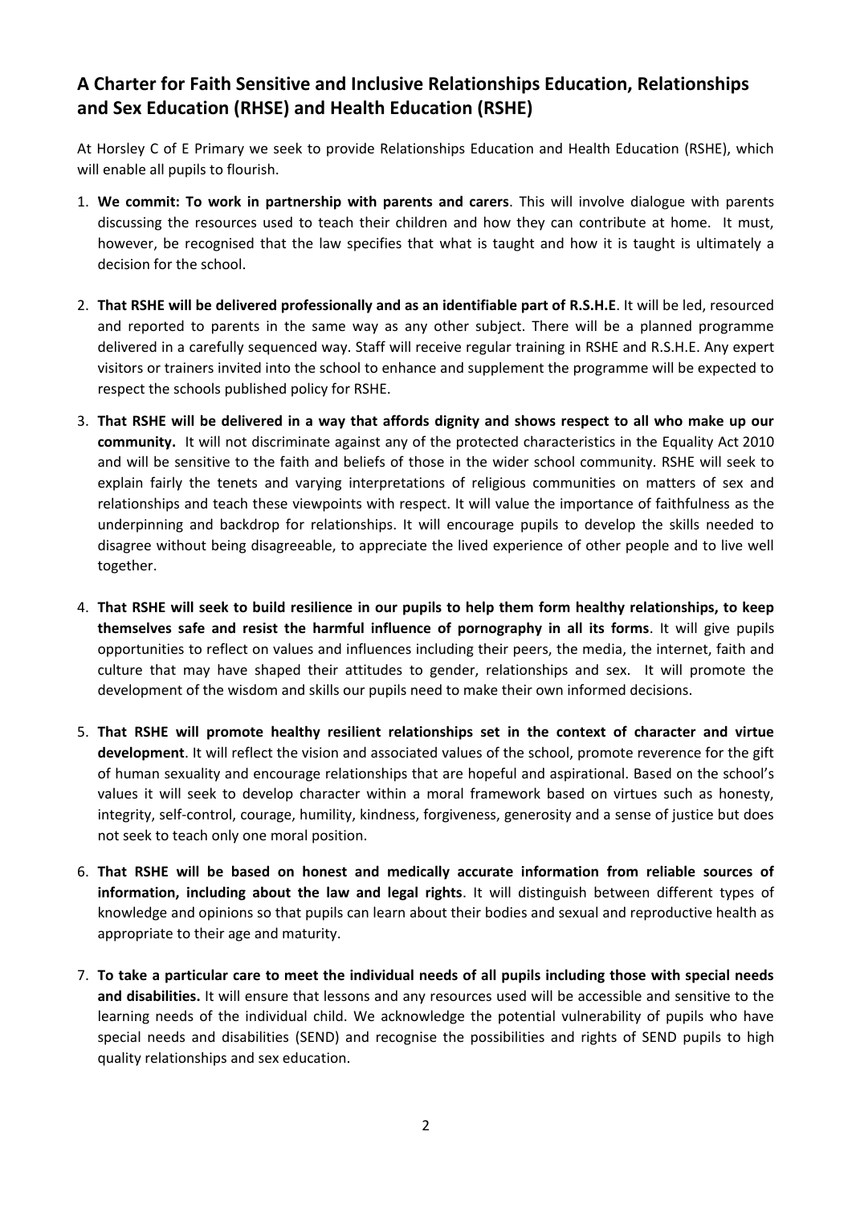## A Charter for Faith Sensitive and Inclusive Relationships Education, Relationships and Sex Education (RHSE) and Health Education (RSHE)

At Horsley C of E Primary we seek to provide Relationships Education and Health Education (RSHE), which will enable all pupils to flourish.

1. **We commit: To work in partnership with parents and carers**. This will involve dialogue with parents discussing the resources used to teach their children and how they can contribute at home. It must, however, be recognised that the law specifies that what is taught and how it is taught is ultimately a decision for the school.

2. **That RSHE will be delivered professionally and as an identifiable part of R.S.H.E**. It will be led, resourced and reported to parents in the same way as any other subject. There will be a planned programme delivered in a carefully sequenced way. Staff will receive regular training in RSHE and R.S.H.E. Any expert visitors or trainers invited into the school to enhance and supplement the programme will be expected to respect the schools published policy for RSHE.

3. **That RSHE will be delivered in a way that affords dignity and shows respect to all who make up our community.** It will not discriminate against any of the protected characteristics in the Equality Act 2010 and will be sensitive to the faith and beliefs of those in the wider school community. RSHE will seek to explain fairly the tenets and varying interpretations of religious communities on matters of sex and relationships and teach these viewpoints with respect. It will value the importance of faithfulness as the underpinning and backdrop for relationships. It will encourage pupils to develop the skills needed to disagree without being disagreeable, to appreciate the lived experience of other people and to live well together.

4. **That RSHE will seek to build resilience in our pupils to help them form healthy relationships, to keep themselves safe and resist the harmful influence of pornography in all its forms**. It will give pupils opportunities to reflect on values and influences including their peers, the media, the internet, faith and culture that may have shaped their attitudes to gender, relationships and sex. It will promote the development of the wisdom and skills our pupils need to make their own informed decisions.

5. **That RSHE will promote healthy resilient relationships set in the context of character and virtue development**. It will reflect the vision and associated values of the school, promote reverence for the gift of human sexuality and encourage relationships that are hopeful and aspirational. Based on the school's values it will seek to develop character within a moral framework based on virtues such as honesty, integrity, self-control, courage, humility, kindness, forgiveness, generosity and a sense of justice but does not seek to teach only one moral position.

6. **That RSHE will be based on honest and medically accurate information from reliable sources of information, including about the law and legal rights**. It will distinguish between different types of knowledge and opinions so that pupils can learn about their bodies and sexual and reproductive health as appropriate to their age and maturity.

7. **To take a particular care to meet the individual needs of all pupils including those with special needs and disabilities.** It will ensure that lessons and any resources used will be accessible and sensitive to the learning needs of the individual child. We acknowledge the potential vulnerability of pupils who have special needs and disabilities (SEND) and recognise the possibilities and rights of SEND pupils to high quality relationships and sex education.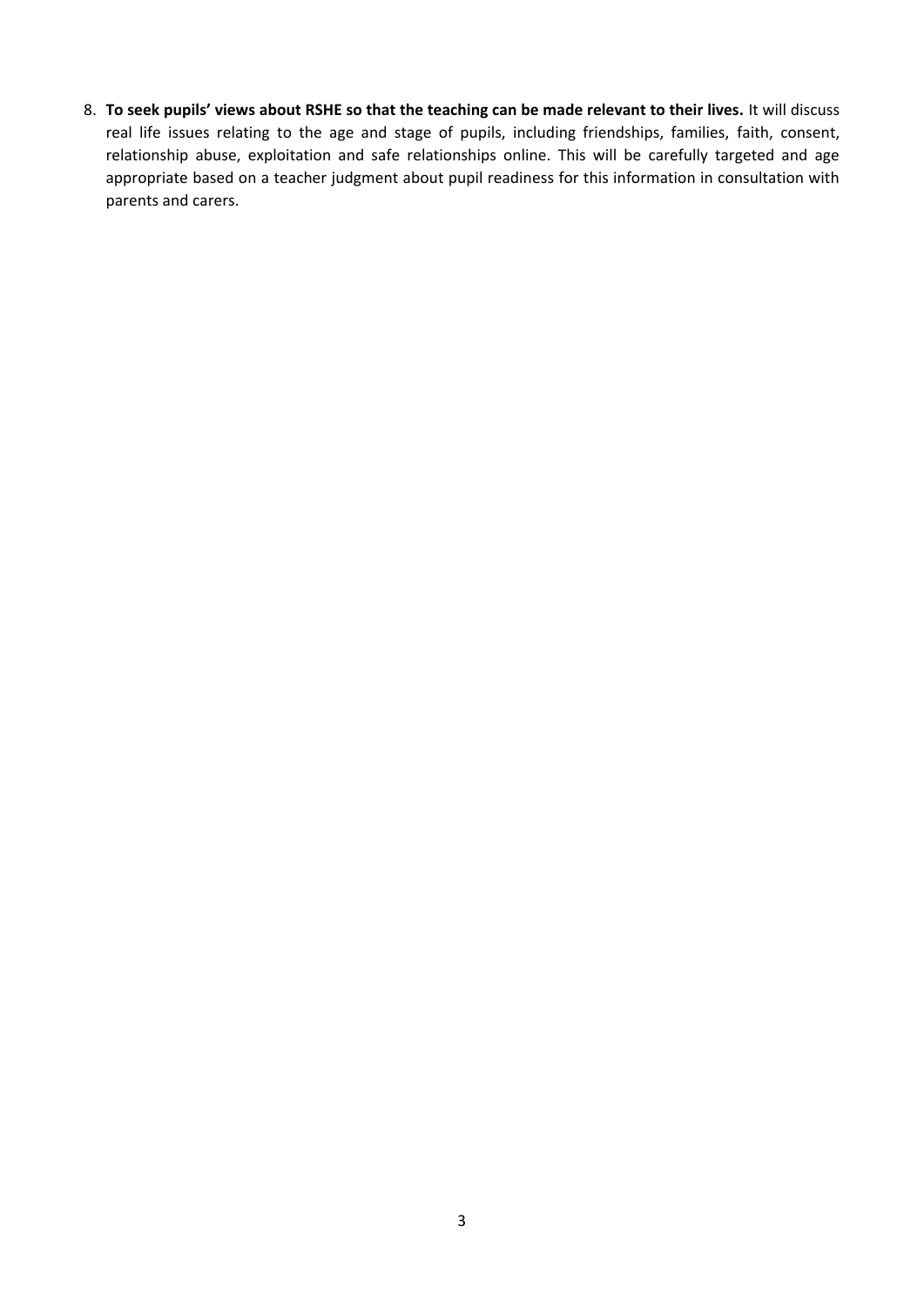8. **To seek pupils' views about RSHE so that the teaching can be made relevant to their lives.** It will discuss real life issues relating to the age and stage of pupils, including friendships, families, faith, consent, relationship abuse, exploitation and safe relationships online. This will be carefully targeted and age appropriate based on a teacher judgment about pupil readiness for this information in consultation with parents and carers.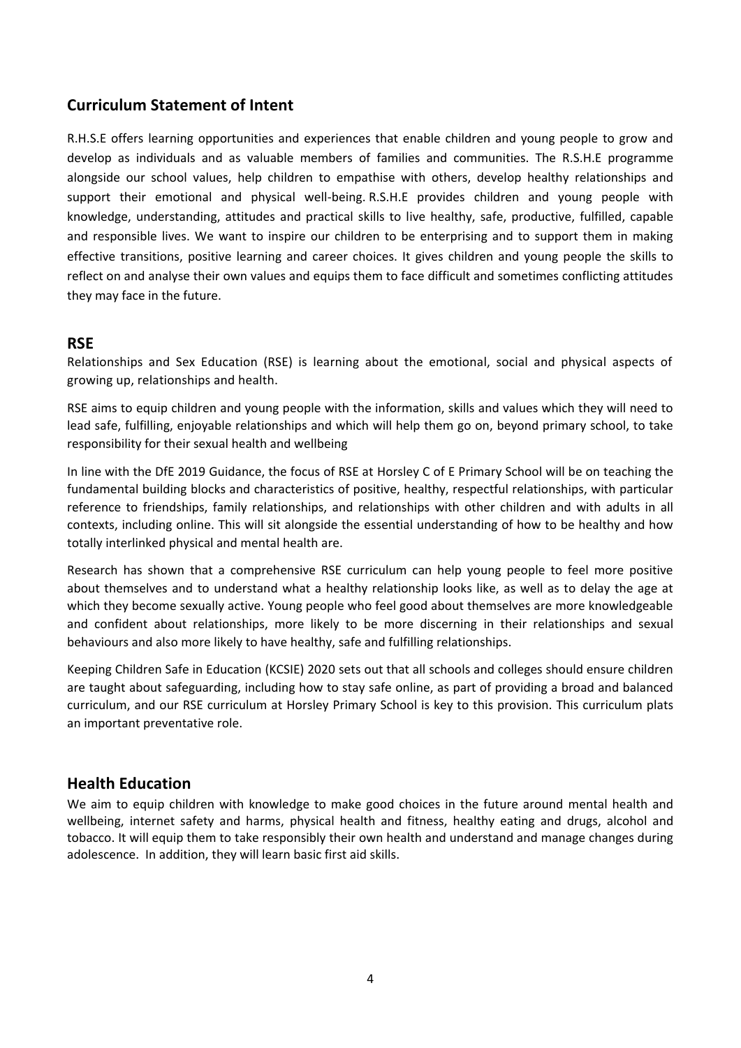## Curriculum Statement of Intent

R.H.S.E offers learning opportunities and experiences that enable children and young people to grow and develop as individuals and as valuable members of families and communities. The R.S.H.E programme alongside our school values, help children to empathise with others, develop healthy relationships and support their emotional and physical well-being. R.S.H.E provides children and young people with knowledge, understanding, attitudes and practical skills to live healthy, safe, productive, fulfilled, capable and responsible lives. We want to inspire our children to be enterprising and to support them in making effective transitions, positive learning and career choices. It gives children and young people the skills to reflect on and analyse their own values and equips them to face difficult and sometimes conflicting attitudes they may face in the future.

## RSE

Relationships and Sex Education (RSE) is learning about the emotional, social and physical aspects of growing up, relationships and health.

RSE aims to equip children and young people with the information, skills and values which they will need to lead safe, fulfilling, enjoyable relationships and which will help them go on, beyond primary school, to take responsibility for their sexual health and wellbeing

In line with the DfE 2019 Guidance, the focus of RSE at Horsley C of E Primary School will be on teaching the fundamental building blocks and characteristics of positive, healthy, respectful relationships, with particular reference to friendships, family relationships, and relationships with other children and with adults in all contexts, including online. This will sit alongside the essential understanding of how to be healthy and how totally interlinked physical and mental health are.

Research has shown that a comprehensive RSE curriculum can help young people to feel more positive about themselves and to understand what a healthy relationship looks like, as well as to delay the age at which they become sexually active. Young people who feel good about themselves are more knowledgeable and confident about relationships, more likely to be more discerning in their relationships and sexual behaviours and also more likely to have healthy, safe and fulfilling relationships.

Keeping Children Safe in Education (KCSIE) 2020 sets out that all schools and colleges should ensure children are taught about safeguarding, including how to stay safe online, as part of providing a broad and balanced curriculum, and our RSE curriculum at Horsley Primary School is key to this provision. This curriculum plats an important preventative role.

## Health Education

We aim to equip children with knowledge to make good choices in the future around mental health and wellbeing, internet safety and harms, physical health and fitness, healthy eating and drugs, alcohol and tobacco. It will equip them to take responsibly their own health and understand and manage changes during adolescence. In addition, they will learn basic first aid skills.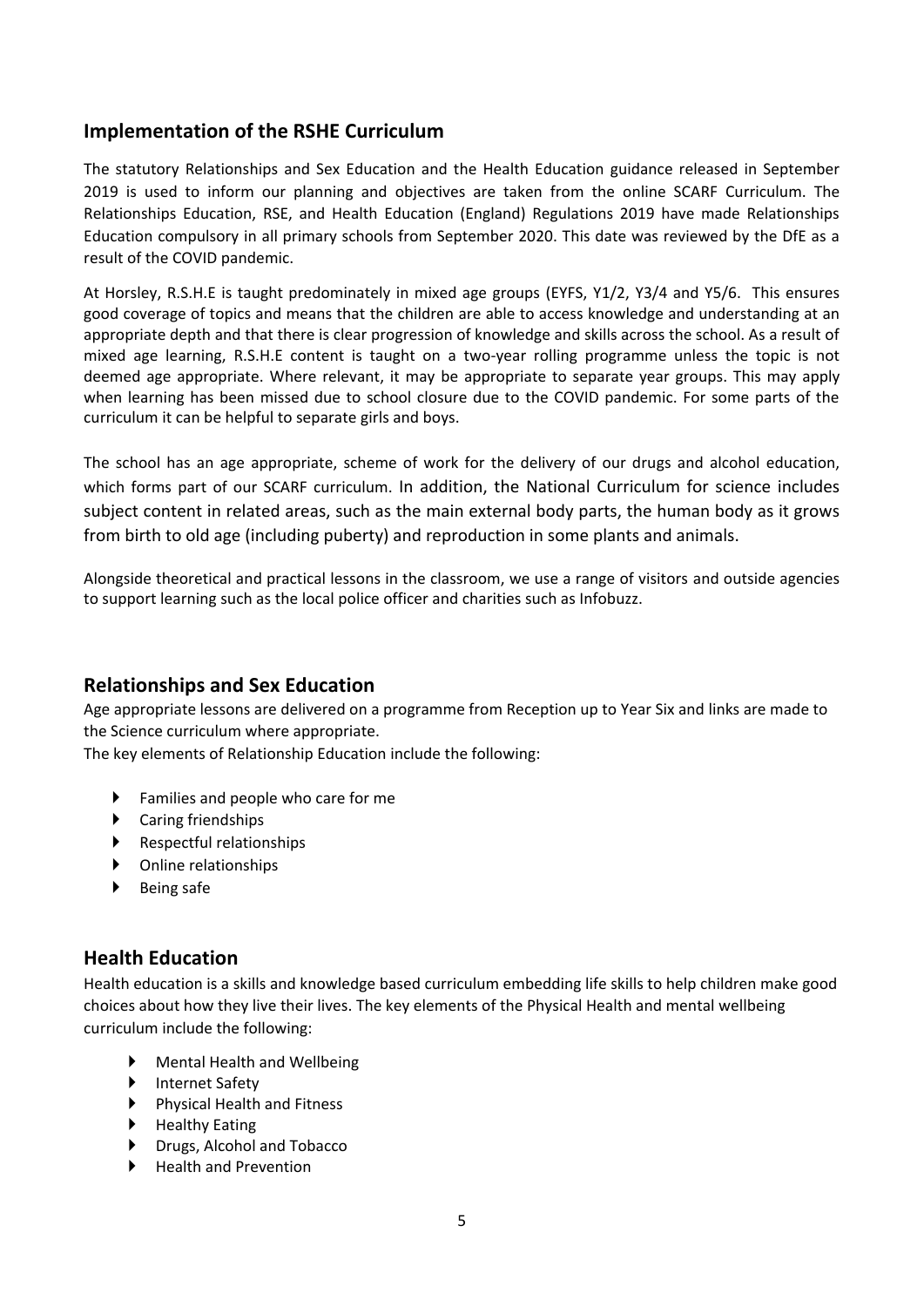## Implementation of the RSHE Curriculum

The statutory Relationships and Sex Education and the Health Education guidance released in September 2019 is used to inform our planning and objectives are taken from the online SCARF Curriculum. The Relationships Education, RSE, and Health Education (England) Regulations 2019 have made Relationships Education compulsory in all primary schools from September 2020. This date was reviewed by the DfE as a result of the COVID pandemic.

At Horsley, R.S.H.E is taught predominately in mixed age groups (EYFS, Y1/2, Y3/4 and Y5/6. This ensures good coverage of topics and means that the children are able to access knowledge and understanding at an appropriate depth and that there is clear progression of knowledge and skills across the school. As a result of mixed age learning, R.S.H.E content is taught on a two-year rolling programme unless the topic is not deemed age appropriate. Where relevant, it may be appropriate to separate year groups. This may apply when learning has been missed due to school closure due to the COVID pandemic. For some parts of the curriculum it can be helpful to separate girls and boys.

The school has an age appropriate, scheme of work for the delivery of our drugs and alcohol education, which forms part of our SCARF curriculum. In addition, the National Curriculum for science includes subject content in related areas, such as the main external body parts, the human body as it grows from birth to old age (including puberty) and reproduction in some plants and animals.

Alongside theoretical and practical lessons in the classroom, we use a range of visitors and outside agencies to support learning such as the local police officer and charities such as Infobuzz.

## Relationships and Sex Education

Age appropriate lessons are delivered on a programme from Reception up to Year Six and links are made to the Science curriculum where appropriate.

The key elements of Relationship Education include the following:

- Families and people who care for me
- Caring friendships
- Respectful relationships
- Online relationships
- Being safe

## Health Education

Health education is a skills and knowledge based curriculum embedding life skills to help children make good choices about how they live their lives. The key elements of the Physical Health and mental wellbeing curriculum include the following:

- Mental Health and Wellbeing
- Internet Safety
- Physical Health and Fitness
- Healthy Eating
- Drugs, Alcohol and Tobacco
- Health and Prevention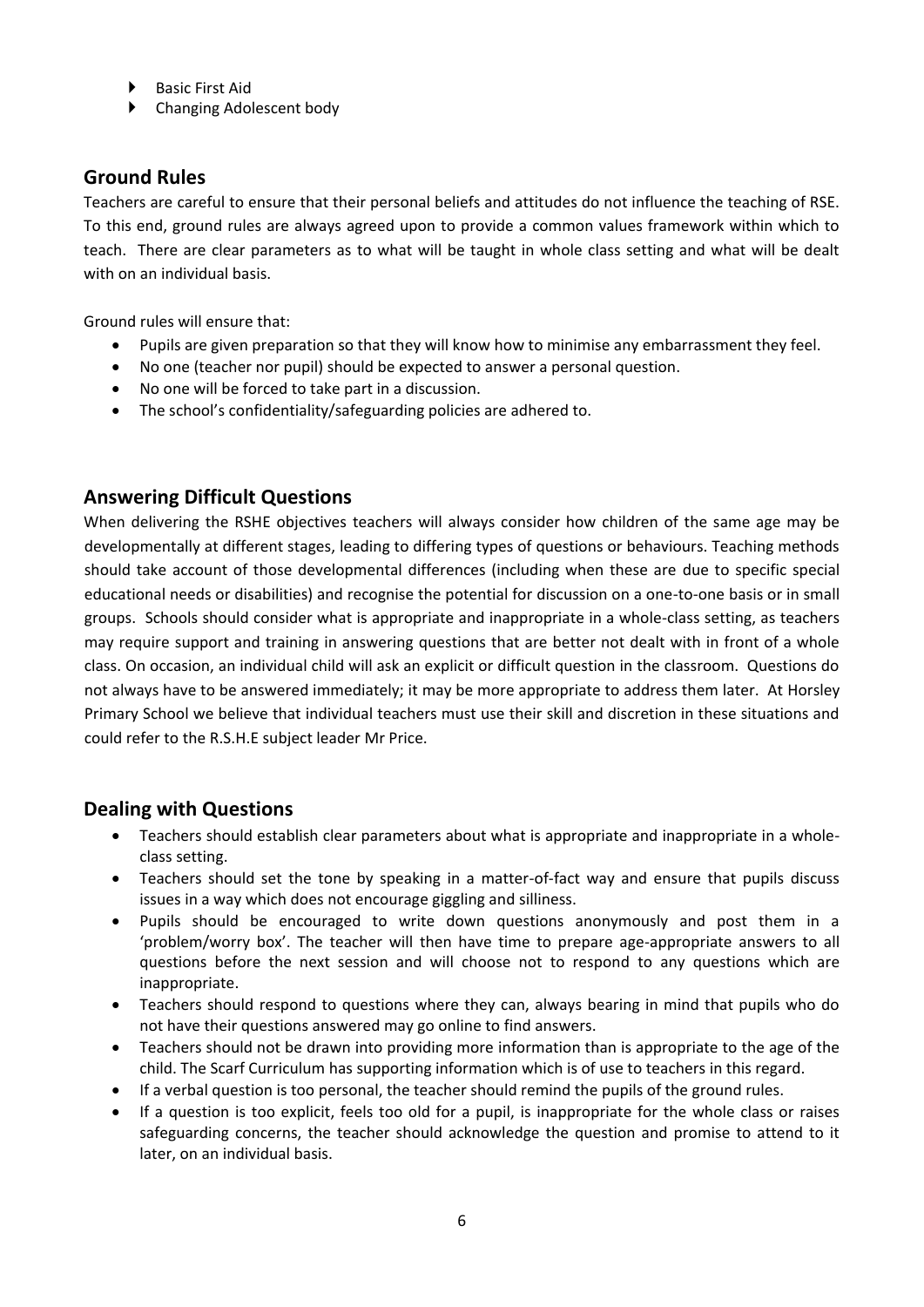- Basic First Aid
- Changing Adolescent body

## Ground Rules

Teachers are careful to ensure that their personal beliefs and attitudes do not influence the teaching of RSE. To this end, ground rules are always agreed upon to provide a common values framework within which to teach. There are clear parameters as to what will be taught in whole class setting and what will be dealt with on an individual basis.

Ground rules will ensure that:

- Pupils are given preparation so that they will know how to minimise any embarrassment they feel.
- No one (teacher nor pupil) should be expected to answer a personal question.
- No one will be forced to take part in a discussion.
- The school's confidentiality/safeguarding policies are adhered to.

## Answering Difficult Questions

When delivering the RSHE objectives teachers will always consider how children of the same age may be developmentally at different stages, leading to differing types of questions or behaviours. Teaching methods should take account of those developmental differences (including when these are due to specific special educational needs or disabilities) and recognise the potential for discussion on a one-to-one basis or in small groups. Schools should consider what is appropriate and inappropriate in a whole-class setting, as teachers may require support and training in answering questions that are better not dealt with in front of a whole class. On occasion, an individual child will ask an explicit or difficult question in the classroom. Questions do not always have to be answered immediately; it may be more appropriate to address them later. At Horsley Primary School we believe that individual teachers must use their skill and discretion in these situations and could refer to the R.S.H.E subject leader Mr Price.

## Dealing with Questions

- Teachers should establish clear parameters about what is appropriate and inappropriate in a whole-class setting.
- Teachers should set the tone by speaking in a matter-of-fact way and ensure that pupils discuss issues in a way which does not encourage giggling and silliness.
- Pupils should be encouraged to write down questions anonymously and post them in a 'problem/worry box'. The teacher will then have time to prepare age-appropriate answers to all questions before the next session and will choose not to respond to any questions which are inappropriate.
- Teachers should respond to questions where they can, always bearing in mind that pupils who do not have their questions answered may go online to find answers.
- Teachers should not be drawn into providing more information than is appropriate to the age of the child. The Scarf Curriculum has supporting information which is of use to teachers in this regard.
- If a verbal question is too personal, the teacher should remind the pupils of the ground rules.
- If a question is too explicit, feels too old for a pupil, is inappropriate for the whole class or raises safeguarding concerns, the teacher should acknowledge the question and promise to attend to it later, on an individual basis.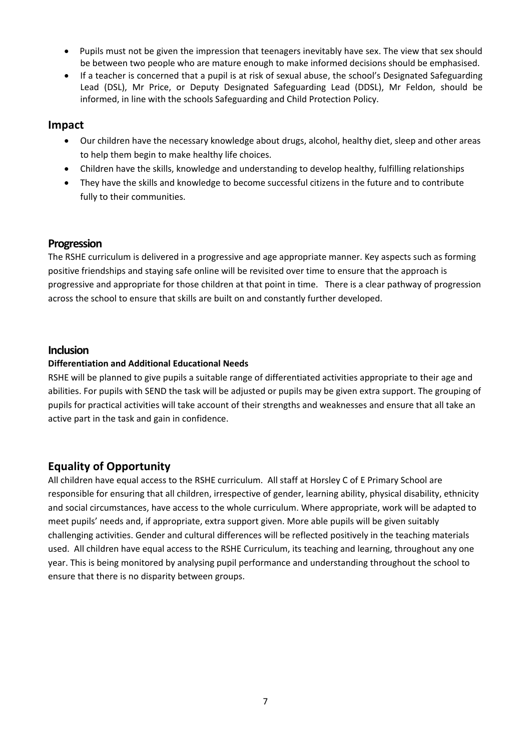- Pupils must not be given the impression that teenagers inevitably have sex. The view that sex should be between two people who are mature enough to make informed decisions should be emphasised.
- If a teacher is concerned that a pupil is at risk of sexual abuse, the school's Designated Safeguarding Lead (DSL), Mr Price, or Deputy Designated Safeguarding Lead (DDSL), Mr Feldon, should be informed, in line with the schools Safeguarding and Child Protection Policy.

## Impact

- Our children have the necessary knowledge about drugs, alcohol, healthy diet, sleep and other areas to help them begin to make healthy life choices.
- Children have the skills, knowledge and understanding to develop healthy, fulfilling relationships
- They have the skills and knowledge to become successful citizens in the future and to contribute fully to their communities.

## Progression

The RSHE curriculum is delivered in a progressive and age appropriate manner. Key aspects such as forming positive friendships and staying safe online will be revisited over time to ensure that the approach is progressive and appropriate for those children at that point in time. There is a clear pathway of progression across the school to ensure that skills are built on and constantly further developed.

## Inclusion

**Differentiation and Additional Educational Needs**

RSHE will be planned to give pupils a suitable range of differentiated activities appropriate to their age and abilities. For pupils with SEND the task will be adjusted or pupils may be given extra support. The grouping of pupils for practical activities will take account of their strengths and weaknesses and ensure that all take an active part in the task and gain in confidence.

## Equality of Opportunity

All children have equal access to the RSHE curriculum. All staff at Horsley C of E Primary School are responsible for ensuring that all children, irrespective of gender, learning ability, physical disability, ethnicity and social circumstances, have access to the whole curriculum. Where appropriate, work will be adapted to meet pupils' needs and, if appropriate, extra support given. More able pupils will be given suitably challenging activities. Gender and cultural differences will be reflected positively in the teaching materials used. All children have equal access to the RSHE Curriculum, its teaching and learning, throughout any one year. This is being monitored by analysing pupil performance and understanding throughout the school to ensure that there is no disparity between groups.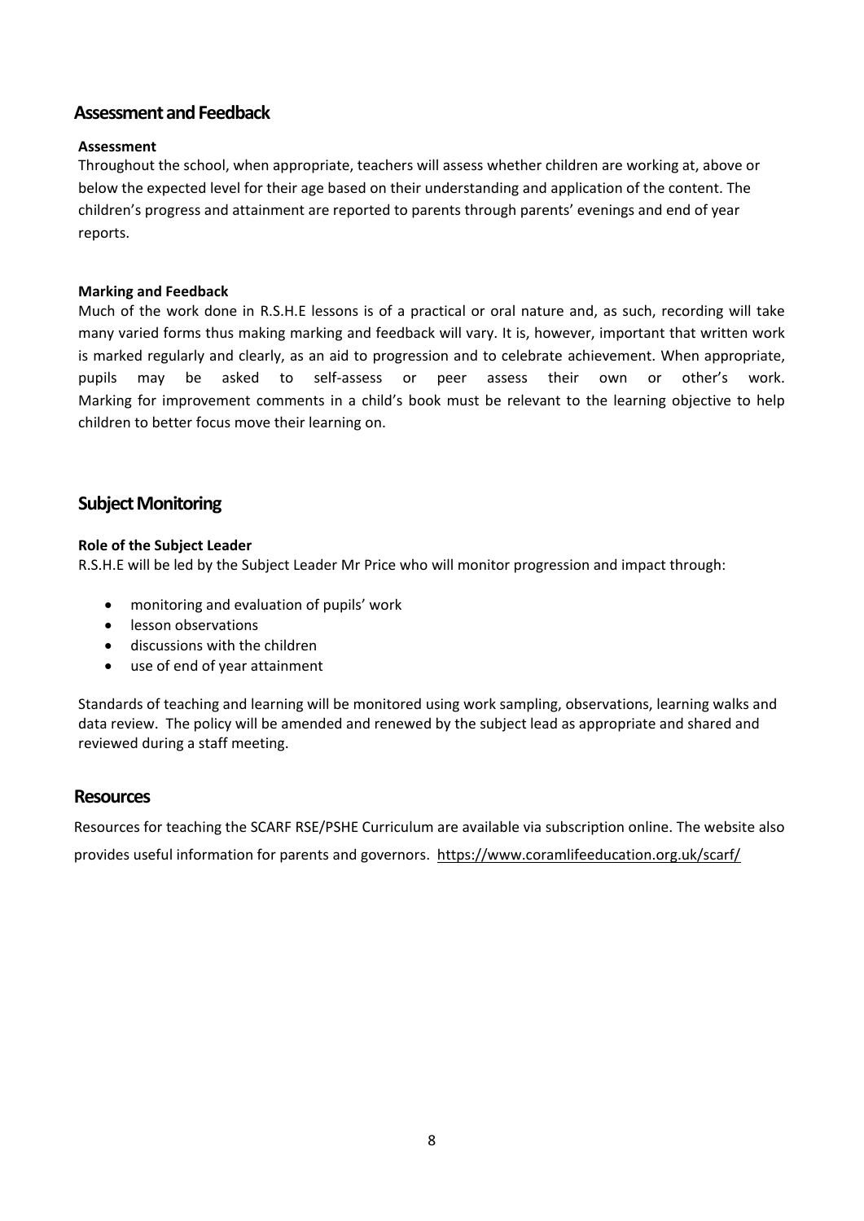## Assessment and Feedback

**Assessment**

Throughout the school, when appropriate, teachers will assess whether children are working at, above or below the expected level for their age based on their understanding and application of the content. The children's progress and attainment are reported to parents through parents' evenings and end of year reports.

**Marking and Feedback**

Much of the work done in R.S.H.E lessons is of a practical or oral nature and, as such, recording will take many varied forms thus making marking and feedback will vary. It is, however, important that written work is marked regularly and clearly, as an aid to progression and to celebrate achievement. When appropriate, pupils may be asked to self-assess or peer assess their own or other's work. Marking for improvement comments in a child's book must be relevant to the learning objective to help children to better focus move their learning on.

## Subject Monitoring

**Role of the Subject Leader**

R.S.H.E will be led by the Subject Leader Mr Price who will monitor progression and impact through:

- monitoring and evaluation of pupils' work
- lesson observations
- discussions with the children
- use of end of year attainment

Standards of teaching and learning will be monitored using work sampling, observations, learning walks and data review. The policy will be amended and renewed by the subject lead as appropriate and shared and reviewed during a staff meeting.

## Resources

Resources for teaching the SCARF RSE/PSHE Curriculum are available via subscription online. The website also provides useful information for parents and governors. https://www.coramlifeeducation.org.uk/scarf/